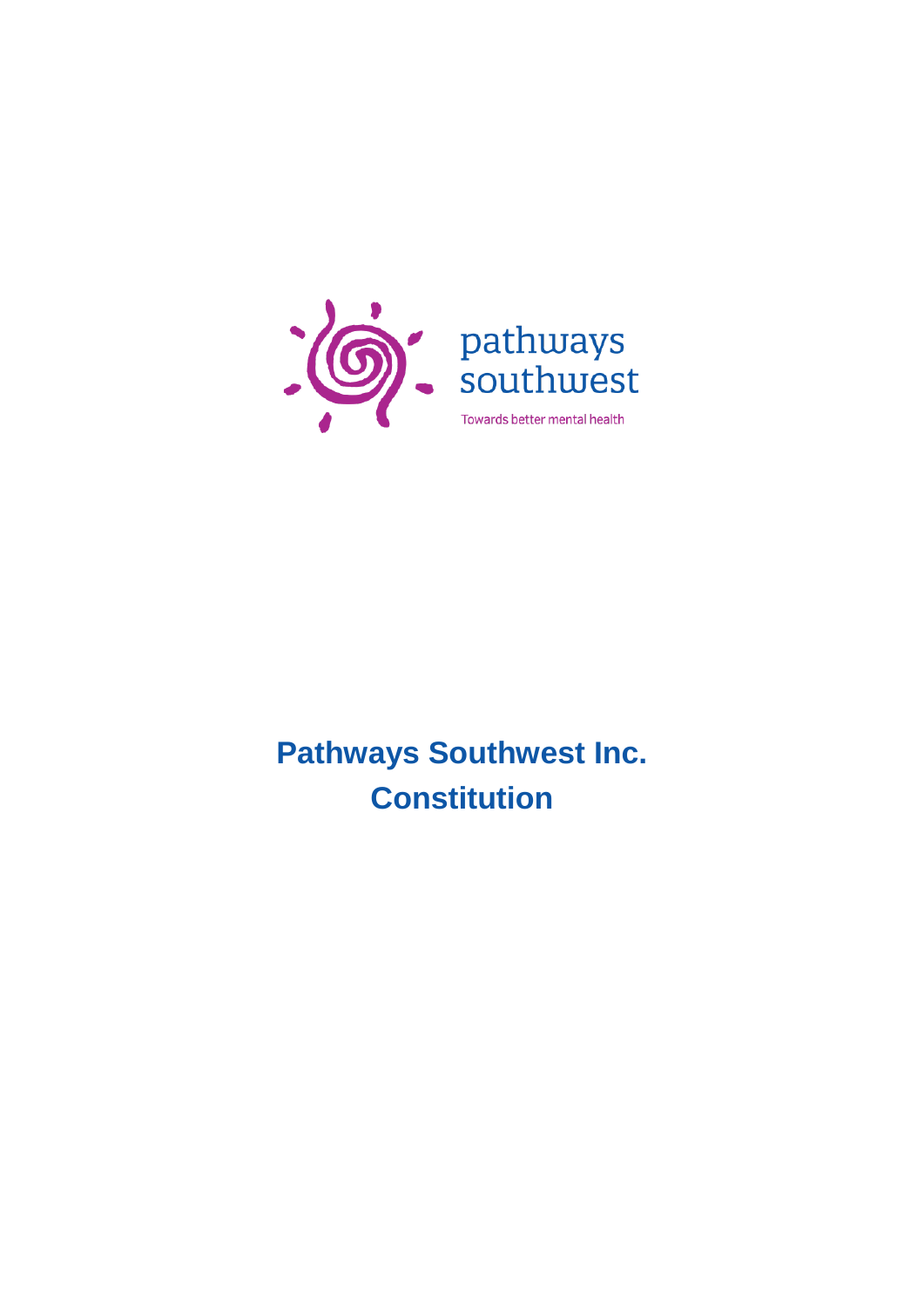pathways southwest

Towards better mental health

# Pathways Southwest Inc. Constitution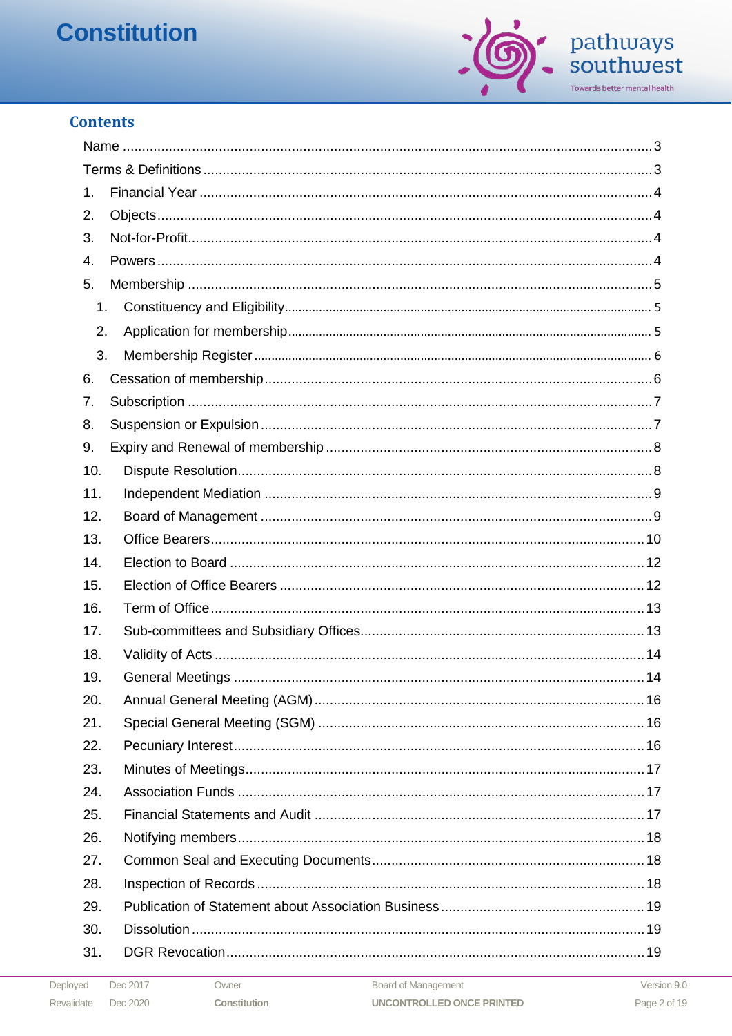## Contents

Name ........................................................................................................................................3

Terms & Definitions ....................................................................................................................3

1. Financial Year ........................................................................................................................4
2. Objects ....................................................................................................................................4
3. Not-for-Profit ..........................................................................................................................4
4. Powers ....................................................................................................................................4
5. Membership ............................................................................................................................5
   1. Constituency and Eligibility ..............................................................................................5
   2. Application for membership ..............................................................................................5
   3. Membership Register ........................................................................................................6
6. Cessation of membership ........................................................................................................6
7. Subscription ............................................................................................................................7
8. Suspension or Expulsion .........................................................................................................7
9. Expiry and Renewal of membership ........................................................................................8
10. Dispute Resolution ...............................................................................................................8
11. Independent Mediation .........................................................................................................9
12. Board of Management ..........................................................................................................9
13. Office Bearers .....................................................................................................................10
14. Election to Board ................................................................................................................12
15. Election of Office Bearers ..................................................................................................12
16. Term of Office .....................................................................................................................13
17. Sub-committees and Subsidiary Offices .............................................................................13
18. Validity of Acts ....................................................................................................................14
19. General Meetings ................................................................................................................14
20. Annual General Meeting (AGM) ..........................................................................................16
21. Special General Meeting (SGM) .........................................................................................16
22. Pecuniary Interest ...............................................................................................................16
23. Minutes of Meetings ............................................................................................................17
24. Association Funds ...............................................................................................................17
25. Financial Statements and Audit ..........................................................................................17
26. Notifying members ..............................................................................................................18
27. Common Seal and Executing Documents ...........................................................................18
28. Inspection of Records .........................................................................................................18
29. Publication of Statement about Association Business .........................................................19
30. Dissolution ..........................................................................................................................19
31. DGR Revocation .................................................................................................................19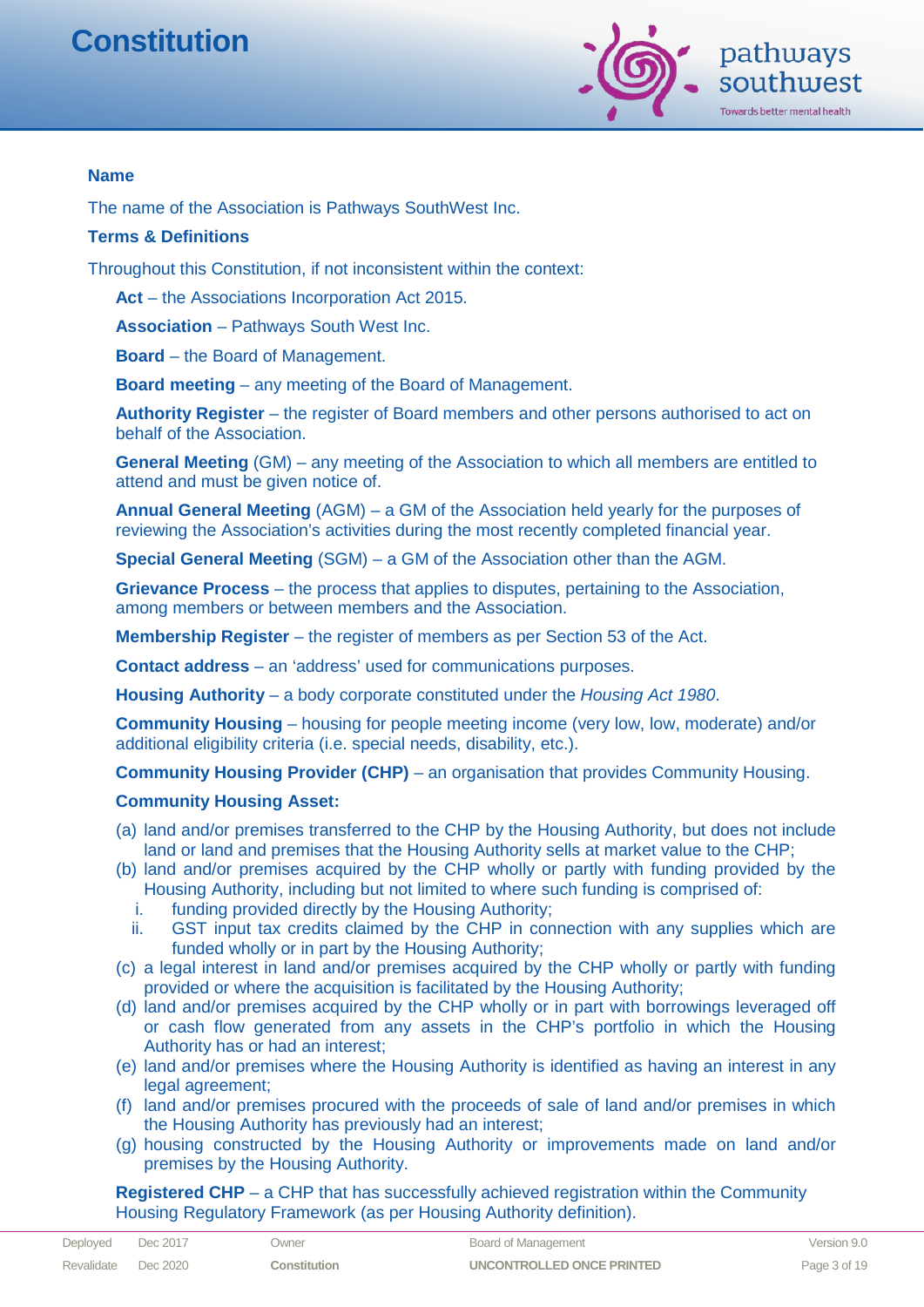## Name

The name of the Association is Pathways SouthWest Inc.

## Terms & Definitions

Throughout this Constitution, if not inconsistent within the context:

**Act** – the Associations Incorporation Act 2015.

**Association** – Pathways South West Inc.

**Board** – the Board of Management.

**Board meeting** – any meeting of the Board of Management.

**Authority Register** – the register of Board members and other persons authorised to act on behalf of the Association.

**General Meeting** (GM) – any meeting of the Association to which all members are entitled to attend and must be given notice of.

**Annual General Meeting** (AGM) – a GM of the Association held yearly for the purposes of reviewing the Association's activities during the most recently completed financial year.

**Special General Meeting** (SGM) – a GM of the Association other than the AGM.

**Grievance Process** – the process that applies to disputes, pertaining to the Association, among members or between members and the Association.

**Membership Register** – the register of members as per Section 53 of the Act.

**Contact address** – an 'address' used for communications purposes.

**Housing Authority** – a body corporate constituted under the *Housing Act 1980*.

**Community Housing** – housing for people meeting income (very low, low, moderate) and/or additional eligibility criteria (i.e. special needs, disability, etc.).

**Community Housing Provider (CHP)** – an organisation that provides Community Housing.

**Community Housing Asset:**

(a) land and/or premises transferred to the CHP by the Housing Authority, but does not include land or land and premises that the Housing Authority sells at market value to the CHP;
(b) land and/or premises acquired by the CHP wholly or partly with funding provided by the Housing Authority, including but not limited to where such funding is comprised of:
   i. funding provided directly by the Housing Authority;
   ii. GST input tax credits claimed by the CHP in connection with any supplies which are funded wholly or in part by the Housing Authority;
(c) a legal interest in land and/or premises acquired by the CHP wholly or partly with funding provided or where the acquisition is facilitated by the Housing Authority;
(d) land and/or premises acquired by the CHP wholly or in part with borrowings leveraged off or cash flow generated from any assets in the CHP's portfolio in which the Housing Authority has or had an interest;
(e) land and/or premises where the Housing Authority is identified as having an interest in any legal agreement;
(f) land and/or premises procured with the proceeds of sale of land and/or premises in which the Housing Authority has previously had an interest;
(g) housing constructed by the Housing Authority or improvements made on land and/or premises by the Housing Authority.

**Registered CHP** – a CHP that has successfully achieved registration within the Community Housing Regulatory Framework (as per Housing Authority definition).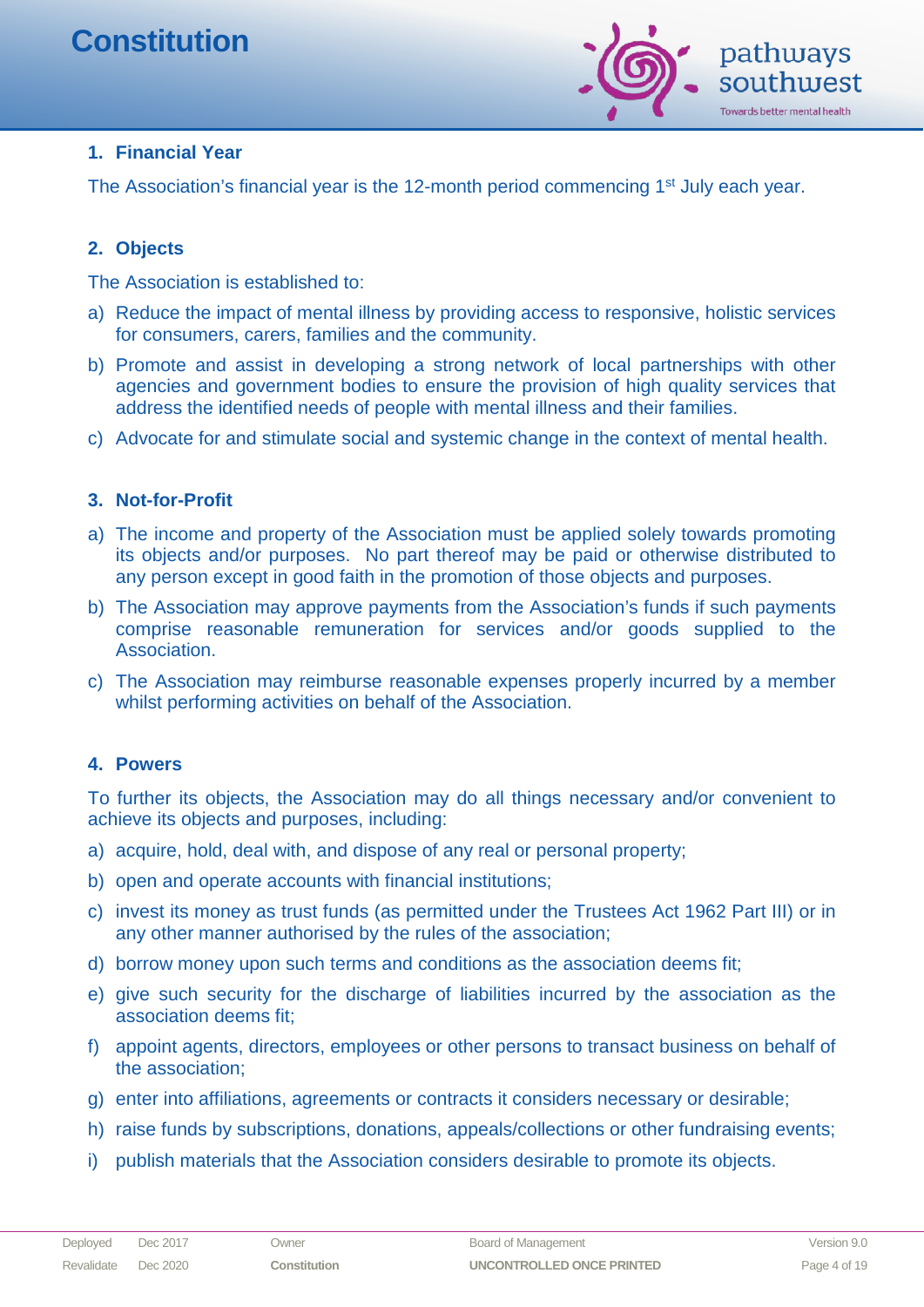## 1. Financial Year

The Association's financial year is the 12-month period commencing 1st July each year.

## 2. Objects

The Association is established to:

a) Reduce the impact of mental illness by providing access to responsive, holistic services for consumers, carers, families and the community.

b) Promote and assist in developing a strong network of local partnerships with other agencies and government bodies to ensure the provision of high quality services that address the identified needs of people with mental illness and their families.

c) Advocate for and stimulate social and systemic change in the context of mental health.

## 3. Not-for-Profit

a) The income and property of the Association must be applied solely towards promoting its objects and/or purposes. No part thereof may be paid or otherwise distributed to any person except in good faith in the promotion of those objects and purposes.

b) The Association may approve payments from the Association's funds if such payments comprise reasonable remuneration for services and/or goods supplied to the Association.

c) The Association may reimburse reasonable expenses properly incurred by a member whilst performing activities on behalf of the Association.

## 4. Powers

To further its objects, the Association may do all things necessary and/or convenient to achieve its objects and purposes, including:

a) acquire, hold, deal with, and dispose of any real or personal property;

b) open and operate accounts with financial institutions;

c) invest its money as trust funds (as permitted under the Trustees Act 1962 Part III) or in any other manner authorised by the rules of the association;

d) borrow money upon such terms and conditions as the association deems fit;

e) give such security for the discharge of liabilities incurred by the association as the association deems fit;

f) appoint agents, directors, employees or other persons to transact business on behalf of the association;

g) enter into affiliations, agreements or contracts it considers necessary or desirable;

h) raise funds by subscriptions, donations, appeals/collections or other fundraising events;

i) publish materials that the Association considers desirable to promote its objects.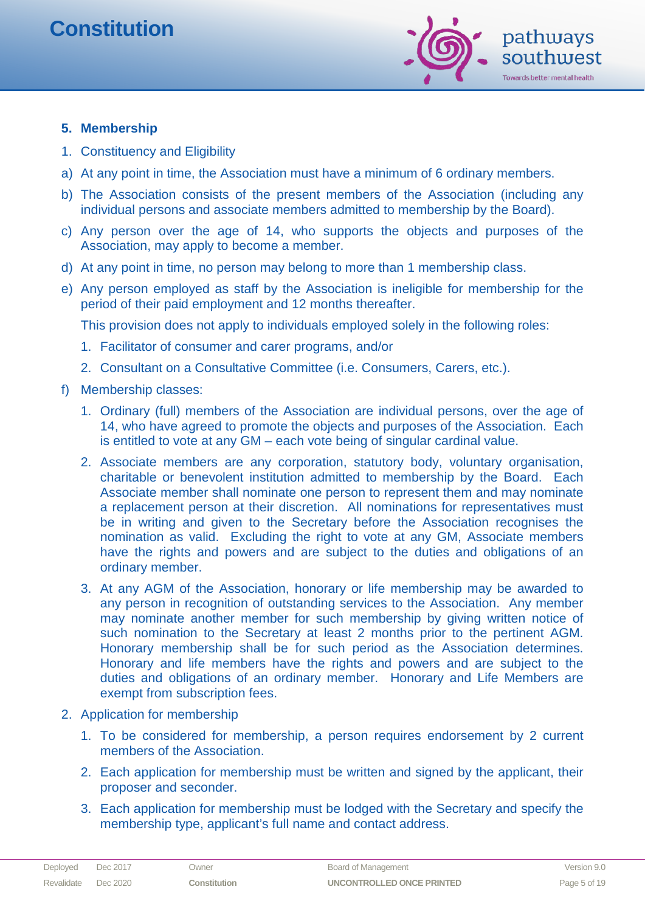## 5. Membership

1. Constituency and Eligibility

a) At any point in time, the Association must have a minimum of 6 ordinary members.

b) The Association consists of the present members of the Association (including any individual persons and associate members admitted to membership by the Board).

c) Any person over the age of 14, who supports the objects and purposes of the Association, may apply to become a member.

d) At any point in time, no person may belong to more than 1 membership class.

e) Any person employed as staff by the Association is ineligible for membership for the period of their paid employment and 12 months thereafter.

   This provision does not apply to individuals employed solely in the following roles:

   1. Facilitator of consumer and carer programs, and/or
   2. Consultant on a Consultative Committee (i.e. Consumers, Carers, etc.).

f) Membership classes:

   1. Ordinary (full) members of the Association are individual persons, over the age of 14, who have agreed to promote the objects and purposes of the Association. Each is entitled to vote at any GM – each vote being of singular cardinal value.
   2. Associate members are any corporation, statutory body, voluntary organisation, charitable or benevolent institution admitted to membership by the Board. Each Associate member shall nominate one person to represent them and may nominate a replacement person at their discretion. All nominations for representatives must be in writing and given to the Secretary before the Association recognises the nomination as valid. Excluding the right to vote at any GM, Associate members have the rights and powers and are subject to the duties and obligations of an ordinary member.
   3. At any AGM of the Association, honorary or life membership may be awarded to any person in recognition of outstanding services to the Association. Any member may nominate another member for such membership by giving written notice of such nomination to the Secretary at least 2 months prior to the pertinent AGM. Honorary membership shall be for such period as the Association determines. Honorary and life members have the rights and powers and are subject to the duties and obligations of an ordinary member. Honorary and Life Members are exempt from subscription fees.

2. Application for membership

   1. To be considered for membership, a person requires endorsement by 2 current members of the Association.
   2. Each application for membership must be written and signed by the applicant, their proposer and seconder.
   3. Each application for membership must be lodged with the Secretary and specify the membership type, applicant's full name and contact address.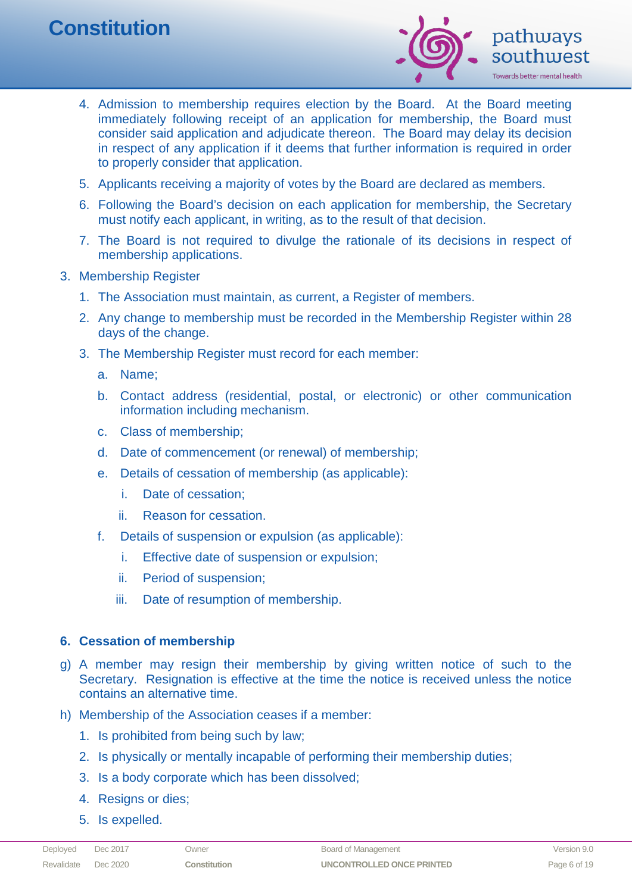4. Admission to membership requires election by the Board. At the Board meeting immediately following receipt of an application for membership, the Board must consider said application and adjudicate thereon. The Board may delay its decision in respect of any application if it deems that further information is required in order to properly consider that application.
5. Applicants receiving a majority of votes by the Board are declared as members.
6. Following the Board's decision on each application for membership, the Secretary must notify each applicant, in writing, as to the result of that decision.
7. The Board is not required to divulge the rationale of its decisions in respect of membership applications.

3. Membership Register
    1. The Association must maintain, as current, a Register of members.
    2. Any change to membership must be recorded in the Membership Register within 28 days of the change.
    3. The Membership Register must record for each member:
        a. Name;
        b. Contact address (residential, postal, or electronic) or other communication information including mechanism.
        c. Class of membership;
        d. Date of commencement (or renewal) of membership;
        e. Details of cessation of membership (as applicable):
            i. Date of cessation;
            ii. Reason for cessation.
        f. Details of suspension or expulsion (as applicable):
            i. Effective date of suspension or expulsion;
            ii. Period of suspension;
            iii. Date of resumption of membership.

## 6. Cessation of membership

g) A member may resign their membership by giving written notice of such to the Secretary. Resignation is effective at the time the notice is received unless the notice contains an alternative time.

h) Membership of the Association ceases if a member:
    1. Is prohibited from being such by law;
    2. Is physically or mentally incapable of performing their membership duties;
    3. Is a body corporate which has been dissolved;
    4. Resigns or dies;
    5. Is expelled.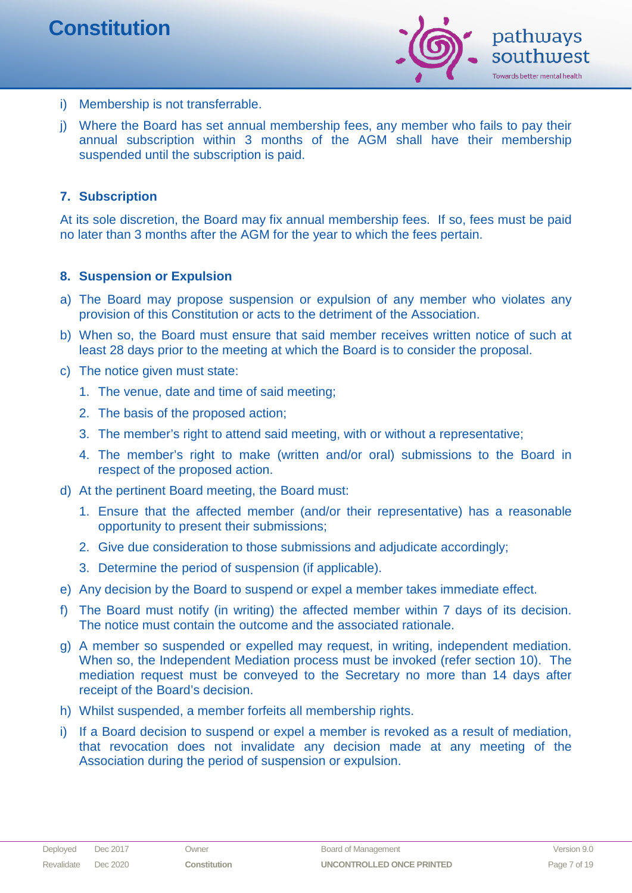i) Membership is not transferrable.

j) Where the Board has set annual membership fees, any member who fails to pay their annual subscription within 3 months of the AGM shall have their membership suspended until the subscription is paid.

## 7. Subscription

At its sole discretion, the Board may fix annual membership fees. If so, fees must be paid no later than 3 months after the AGM for the year to which the fees pertain.

## 8. Suspension or Expulsion

a) The Board may propose suspension or expulsion of any member who violates any provision of this Constitution or acts to the detriment of the Association.

b) When so, the Board must ensure that said member receives written notice of such at least 28 days prior to the meeting at which the Board is to consider the proposal.

c) The notice given must state:

   1. The venue, date and time of said meeting;
   2. The basis of the proposed action;
   3. The member's right to attend said meeting, with or without a representative;
   4. The member's right to make (written and/or oral) submissions to the Board in respect of the proposed action.

d) At the pertinent Board meeting, the Board must:

   1. Ensure that the affected member (and/or their representative) has a reasonable opportunity to present their submissions;
   2. Give due consideration to those submissions and adjudicate accordingly;
   3. Determine the period of suspension (if applicable).

e) Any decision by the Board to suspend or expel a member takes immediate effect.

f) The Board must notify (in writing) the affected member within 7 days of its decision. The notice must contain the outcome and the associated rationale.

g) A member so suspended or expelled may request, in writing, independent mediation. When so, the Independent Mediation process must be invoked (refer section 10). The mediation request must be conveyed to the Secretary no more than 14 days after receipt of the Board's decision.

h) Whilst suspended, a member forfeits all membership rights.

i) If a Board decision to suspend or expel a member is revoked as a result of mediation, that revocation does not invalidate any decision made at any meeting of the Association during the period of suspension or expulsion.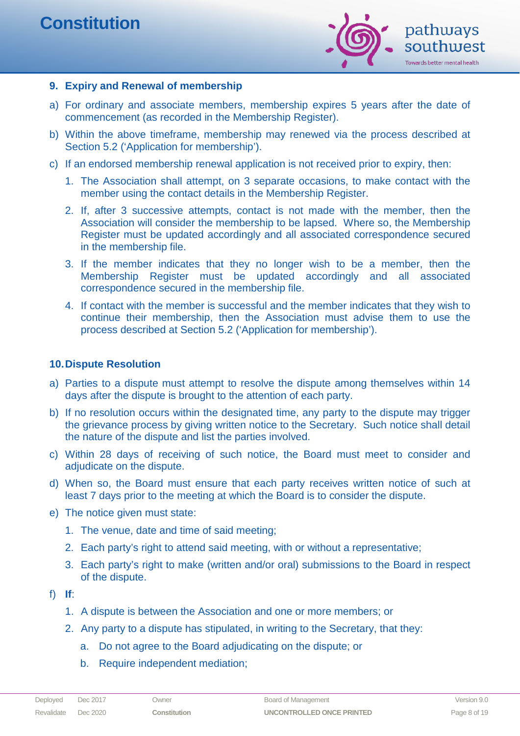## 9. Expiry and Renewal of membership

a) For ordinary and associate members, membership expires 5 years after the date of commencement (as recorded in the Membership Register).

b) Within the above timeframe, membership may renewed via the process described at Section 5.2 (‘Application for membership’).

c) If an endorsed membership renewal application is not received prior to expiry, then:

   1. The Association shall attempt, on 3 separate occasions, to make contact with the member using the contact details in the Membership Register.
   2. If, after 3 successive attempts, contact is not made with the member, then the Association will consider the membership to be lapsed. Where so, the Membership Register must be updated accordingly and all associated correspondence secured in the membership file.
   3. If the member indicates that they no longer wish to be a member, then the Membership Register must be updated accordingly and all associated correspondence secured in the membership file.
   4. If contact with the member is successful and the member indicates that they wish to continue their membership, then the Association must advise them to use the process described at Section 5.2 (‘Application for membership’).

## 10. Dispute Resolution

a) Parties to a dispute must attempt to resolve the dispute among themselves within 14 days after the dispute is brought to the attention of each party.

b) If no resolution occurs within the designated time, any party to the dispute may trigger the grievance process by giving written notice to the Secretary. Such notice shall detail the nature of the dispute and list the parties involved.

c) Within 28 days of receiving of such notice, the Board must meet to consider and adjudicate on the dispute.

d) When so, the Board must ensure that each party receives written notice of such at least 7 days prior to the meeting at which the Board is to consider the dispute.

e) The notice given must state:

   1. The venue, date and time of said meeting;
   2. Each party’s right to attend said meeting, with or without a representative;
   3. Each party’s right to make (written and/or oral) submissions to the Board in respect of the dispute.

f) **If**:

   1. A dispute is between the Association and one or more members; or
   2. Any party to a dispute has stipulated, in writing to the Secretary, that they:
      a. Do not agree to the Board adjudicating on the dispute; or
      b. Require independent mediation;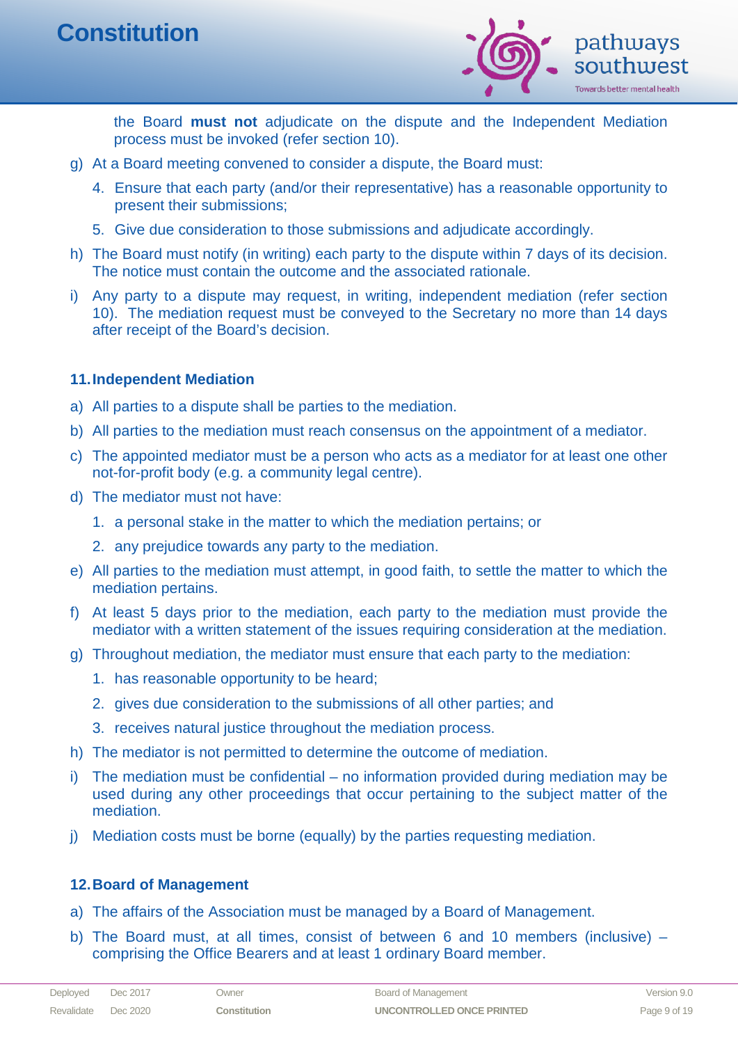the Board **must not** adjudicate on the dispute and the Independent Mediation process must be invoked (refer section 10).

g) At a Board meeting convened to consider a dispute, the Board must:

   4. Ensure that each party (and/or their representative) has a reasonable opportunity to present their submissions;

   5. Give due consideration to those submissions and adjudicate accordingly.

h) The Board must notify (in writing) each party to the dispute within 7 days of its decision. The notice must contain the outcome and the associated rationale.

i) Any party to a dispute may request, in writing, independent mediation (refer section 10). The mediation request must be conveyed to the Secretary no more than 14 days after receipt of the Board's decision.

### 11. Independent Mediation

a) All parties to a dispute shall be parties to the mediation.

b) All parties to the mediation must reach consensus on the appointment of a mediator.

c) The appointed mediator must be a person who acts as a mediator for at least one other not-for-profit body (e.g. a community legal centre).

d) The mediator must not have:

   1. a personal stake in the matter to which the mediation pertains; or

   2. any prejudice towards any party to the mediation.

e) All parties to the mediation must attempt, in good faith, to settle the matter to which the mediation pertains.

f) At least 5 days prior to the mediation, each party to the mediation must provide the mediator with a written statement of the issues requiring consideration at the mediation.

g) Throughout mediation, the mediator must ensure that each party to the mediation:

   1. has reasonable opportunity to be heard;

   2. gives due consideration to the submissions of all other parties; and

   3. receives natural justice throughout the mediation process.

h) The mediator is not permitted to determine the outcome of mediation.

i) The mediation must be confidential – no information provided during mediation may be used during any other proceedings that occur pertaining to the subject matter of the mediation.

j) Mediation costs must be borne (equally) by the parties requesting mediation.

### 12. Board of Management

a) The affairs of the Association must be managed by a Board of Management.

b) The Board must, at all times, consist of between 6 and 10 members (inclusive) – comprising the Office Bearers and at least 1 ordinary Board member.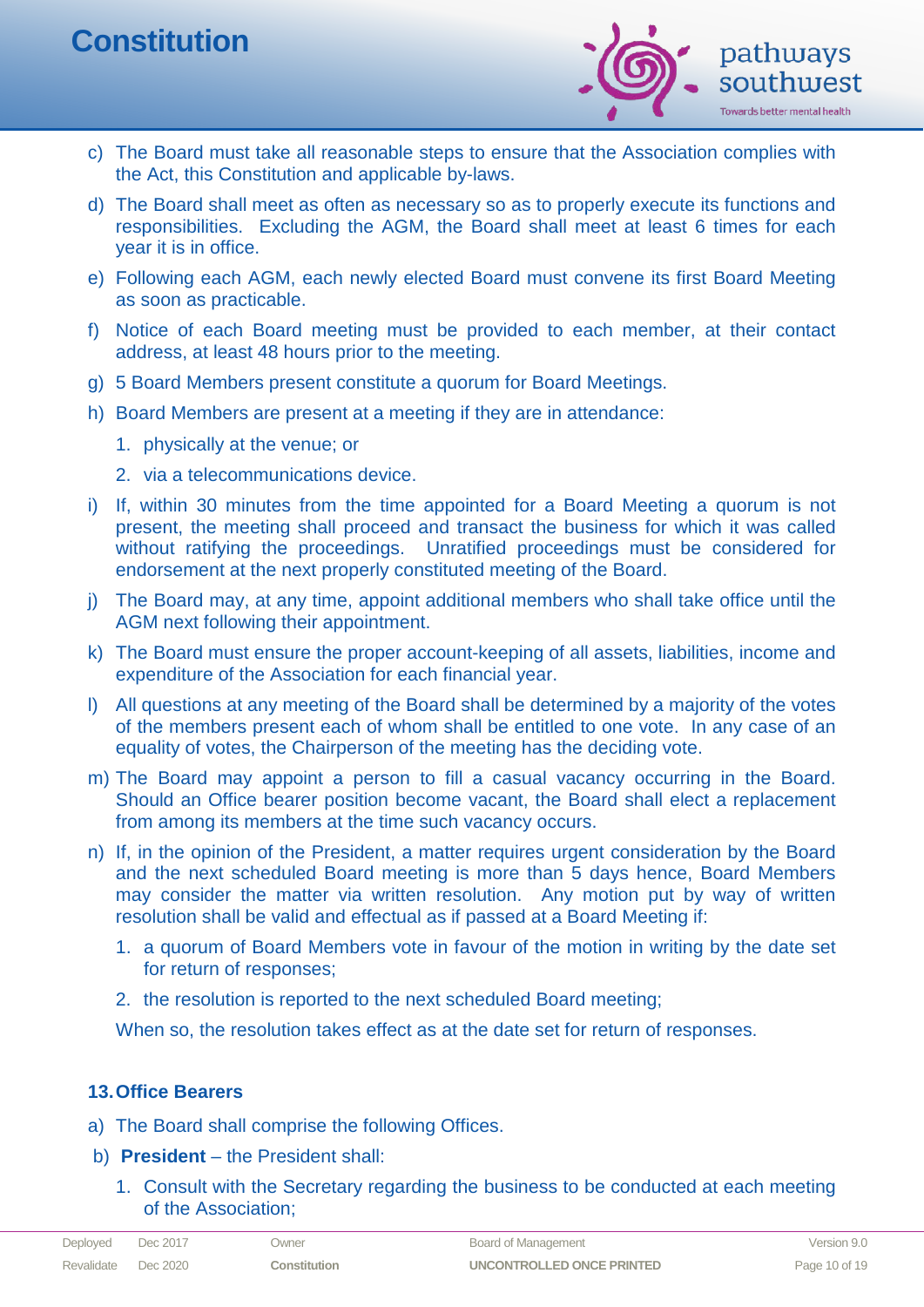c) The Board must take all reasonable steps to ensure that the Association complies with the Act, this Constitution and applicable by-laws.

d) The Board shall meet as often as necessary so as to properly execute its functions and responsibilities. Excluding the AGM, the Board shall meet at least 6 times for each year it is in office.

e) Following each AGM, each newly elected Board must convene its first Board Meeting as soon as practicable.

f) Notice of each Board meeting must be provided to each member, at their contact address, at least 48 hours prior to the meeting.

g) 5 Board Members present constitute a quorum for Board Meetings.

h) Board Members are present at a meeting if they are in attendance:

   1. physically at the venue; or
   2. via a telecommunications device.

i) If, within 30 minutes from the time appointed for a Board Meeting a quorum is not present, the meeting shall proceed and transact the business for which it was called without ratifying the proceedings. Unratified proceedings must be considered for endorsement at the next properly constituted meeting of the Board.

j) The Board may, at any time, appoint additional members who shall take office until the AGM next following their appointment.

k) The Board must ensure the proper account-keeping of all assets, liabilities, income and expenditure of the Association for each financial year.

l) All questions at any meeting of the Board shall be determined by a majority of the votes of the members present each of whom shall be entitled to one vote. In any case of an equality of votes, the Chairperson of the meeting has the deciding vote.

m) The Board may appoint a person to fill a casual vacancy occurring in the Board. Should an Office bearer position become vacant, the Board shall elect a replacement from among its members at the time such vacancy occurs.

n) If, in the opinion of the President, a matter requires urgent consideration by the Board and the next scheduled Board meeting is more than 5 days hence, Board Members may consider the matter via written resolution. Any motion put by way of written resolution shall be valid and effectual as if passed at a Board Meeting if:

   1. a quorum of Board Members vote in favour of the motion in writing by the date set for return of responses;
   2. the resolution is reported to the next scheduled Board meeting;

   When so, the resolution takes effect as at the date set for return of responses.

## 13. Office Bearers

a) The Board shall comprise the following Offices.

b) **President** – the President shall:

   1. Consult with the Secretary regarding the business to be conducted at each meeting of the Association;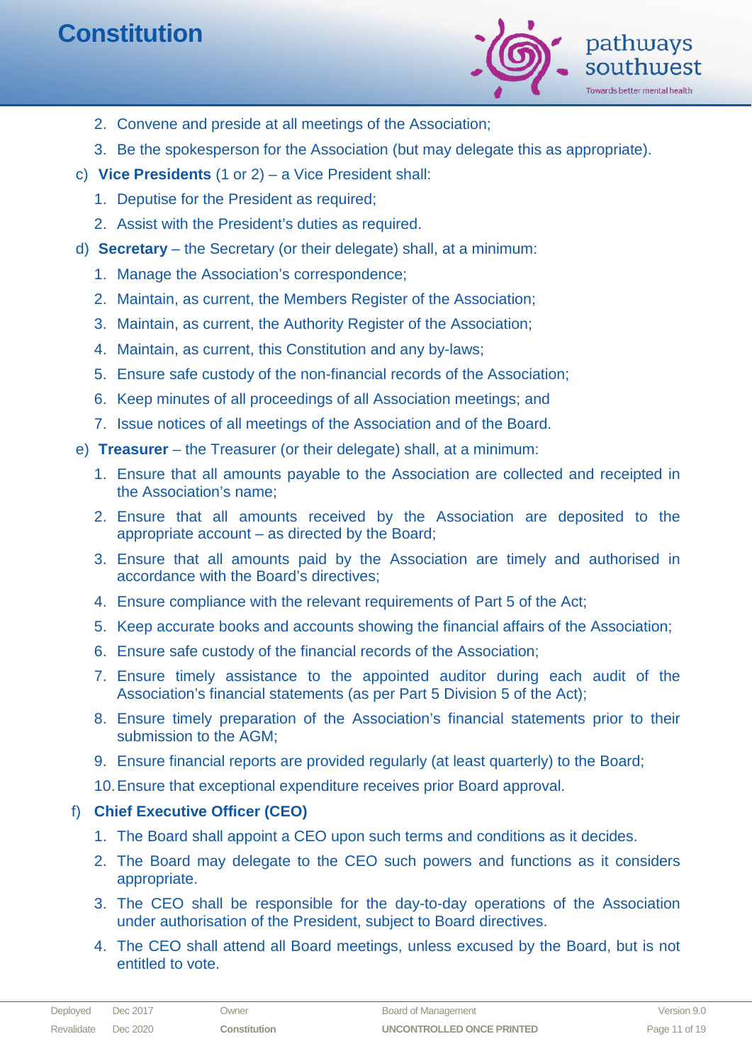2. Convene and preside at all meetings of the Association;
3. Be the spokesperson for the Association (but may delegate this as appropriate).

c) **Vice Presidents** (1 or 2) – a Vice President shall:

1. Deputise for the President as required;
2. Assist with the President's duties as required.

d) **Secretary** – the Secretary (or their delegate) shall, at a minimum:

1. Manage the Association's correspondence;
2. Maintain, as current, the Members Register of the Association;
3. Maintain, as current, the Authority Register of the Association;
4. Maintain, as current, this Constitution and any by-laws;
5. Ensure safe custody of the non-financial records of the Association;
6. Keep minutes of all proceedings of all Association meetings; and
7. Issue notices of all meetings of the Association and of the Board.

e) **Treasurer** – the Treasurer (or their delegate) shall, at a minimum:

1. Ensure that all amounts payable to the Association are collected and receipted in the Association's name;
2. Ensure that all amounts received by the Association are deposited to the appropriate account – as directed by the Board;
3. Ensure that all amounts paid by the Association are timely and authorised in accordance with the Board's directives;
4. Ensure compliance with the relevant requirements of Part 5 of the Act;
5. Keep accurate books and accounts showing the financial affairs of the Association;
6. Ensure safe custody of the financial records of the Association;
7. Ensure timely assistance to the appointed auditor during each audit of the Association's financial statements (as per Part 5 Division 5 of the Act);
8. Ensure timely preparation of the Association's financial statements prior to their submission to the AGM;
9. Ensure financial reports are provided regularly (at least quarterly) to the Board;
10. Ensure that exceptional expenditure receives prior Board approval.

f) **Chief Executive Officer (CEO)**

1. The Board shall appoint a CEO upon such terms and conditions as it decides.
2. The Board may delegate to the CEO such powers and functions as it considers appropriate.
3. The CEO shall be responsible for the day-to-day operations of the Association under authorisation of the President, subject to Board directives.
4. The CEO shall attend all Board meetings, unless excused by the Board, but is not entitled to vote.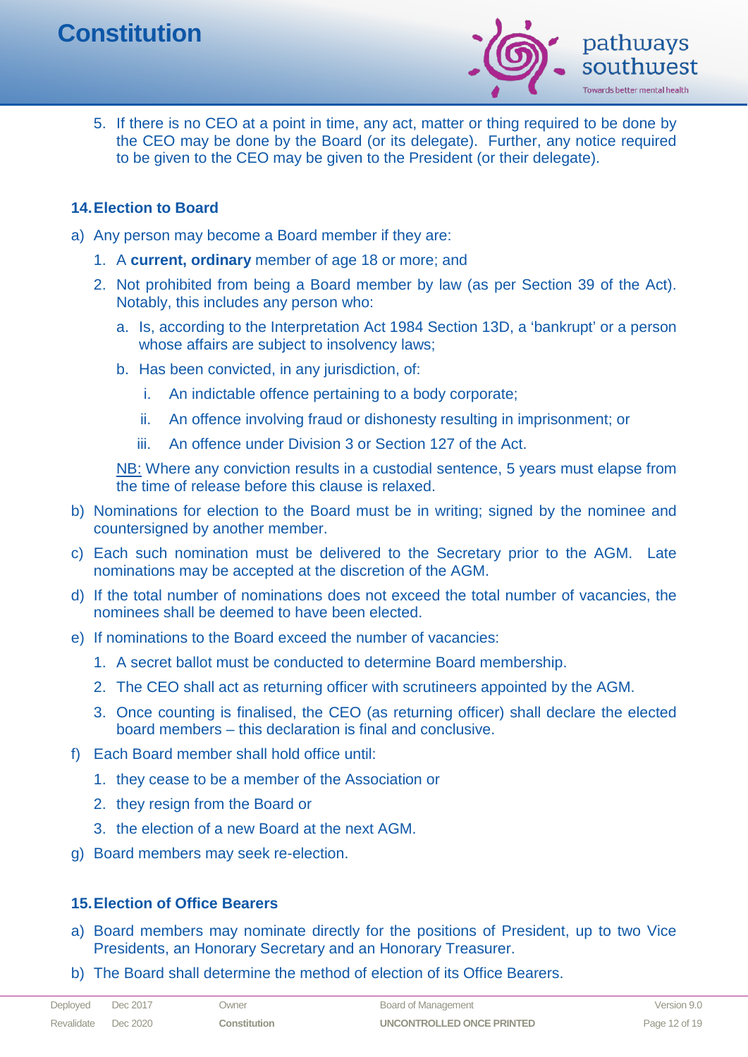5. If there is no CEO at a point in time, any act, matter or thing required to be done by the CEO may be done by the Board (or its delegate). Further, any notice required to be given to the CEO may be given to the President (or their delegate).

## 14. Election to Board

a) Any person may become a Board member if they are:

   1. A **current, ordinary** member of age 18 or more; and
   2. Not prohibited from being a Board member by law (as per Section 39 of the Act). Notably, this includes any person who:
      a. Is, according to the Interpretation Act 1984 Section 13D, a 'bankrupt' or a person whose affairs are subject to insolvency laws;
      b. Has been convicted, in any jurisdiction, of:
         i. An indictable offence pertaining to a body corporate;
         ii. An offence involving fraud or dishonesty resulting in imprisonment; or
         iii. An offence under Division 3 or Section 127 of the Act.

      NB: Where any conviction results in a custodial sentence, 5 years must elapse from the time of release before this clause is relaxed.

b) Nominations for election to the Board must be in writing; signed by the nominee and countersigned by another member.

c) Each such nomination must be delivered to the Secretary prior to the AGM. Late nominations may be accepted at the discretion of the AGM.

d) If the total number of nominations does not exceed the total number of vacancies, the nominees shall be deemed to have been elected.

e) If nominations to the Board exceed the number of vacancies:

   1. A secret ballot must be conducted to determine Board membership.
   2. The CEO shall act as returning officer with scrutineers appointed by the AGM.
   3. Once counting is finalised, the CEO (as returning officer) shall declare the elected board members – this declaration is final and conclusive.

f) Each Board member shall hold office until:

   1. they cease to be a member of the Association or
   2. they resign from the Board or
   3. the election of a new Board at the next AGM.

g) Board members may seek re-election.

## 15. Election of Office Bearers

a) Board members may nominate directly for the positions of President, up to two Vice Presidents, an Honorary Secretary and an Honorary Treasurer.

b) The Board shall determine the method of election of its Office Bearers.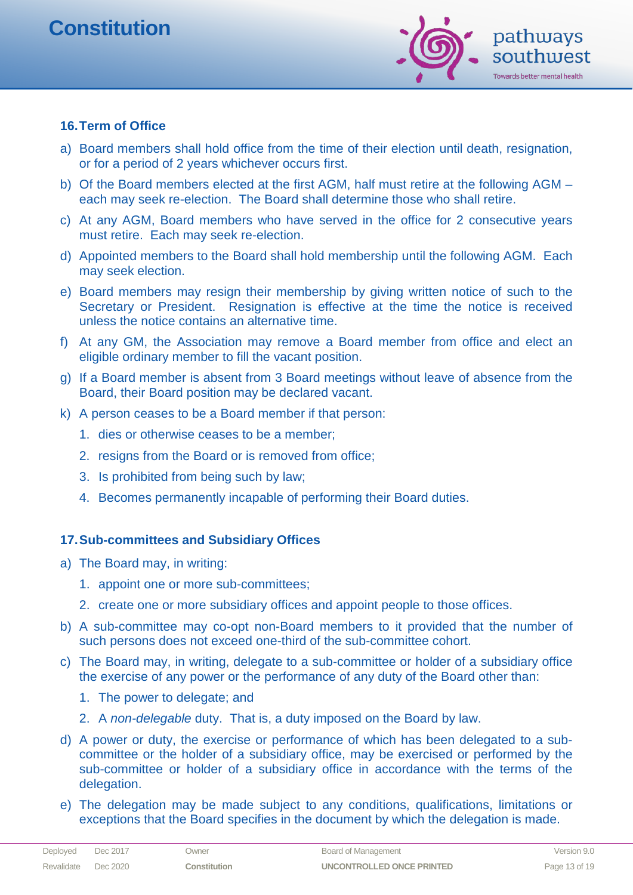## 16. Term of Office

a) Board members shall hold office from the time of their election until death, resignation, or for a period of 2 years whichever occurs first.

b) Of the Board members elected at the first AGM, half must retire at the following AGM – each may seek re-election. The Board shall determine those who shall retire.

c) At any AGM, Board members who have served in the office for 2 consecutive years must retire. Each may seek re-election.

d) Appointed members to the Board shall hold membership until the following AGM. Each may seek election.

e) Board members may resign their membership by giving written notice of such to the Secretary or President. Resignation is effective at the time the notice is received unless the notice contains an alternative time.

f) At any GM, the Association may remove a Board member from office and elect an eligible ordinary member to fill the vacant position.

g) If a Board member is absent from 3 Board meetings without leave of absence from the Board, their Board position may be declared vacant.

k) A person ceases to be a Board member if that person:

1. dies or otherwise ceases to be a member;
2. resigns from the Board or is removed from office;
3. Is prohibited from being such by law;
4. Becomes permanently incapable of performing their Board duties.

## 17. Sub-committees and Subsidiary Offices

a) The Board may, in writing:

1. appoint one or more sub-committees;
2. create one or more subsidiary offices and appoint people to those offices.

b) A sub-committee may co-opt non-Board members to it provided that the number of such persons does not exceed one-third of the sub-committee cohort.

c) The Board may, in writing, delegate to a sub-committee or holder of a subsidiary office the exercise of any power or the performance of any duty of the Board other than:

1. The power to delegate; and
2. A *non-delegable* duty. That is, a duty imposed on the Board by law.

d) A power or duty, the exercise or performance of which has been delegated to a sub-committee or the holder of a subsidiary office, may be exercised or performed by the sub-committee or holder of a subsidiary office in accordance with the terms of the delegation.

e) The delegation may be made subject to any conditions, qualifications, limitations or exceptions that the Board specifies in the document by which the delegation is made.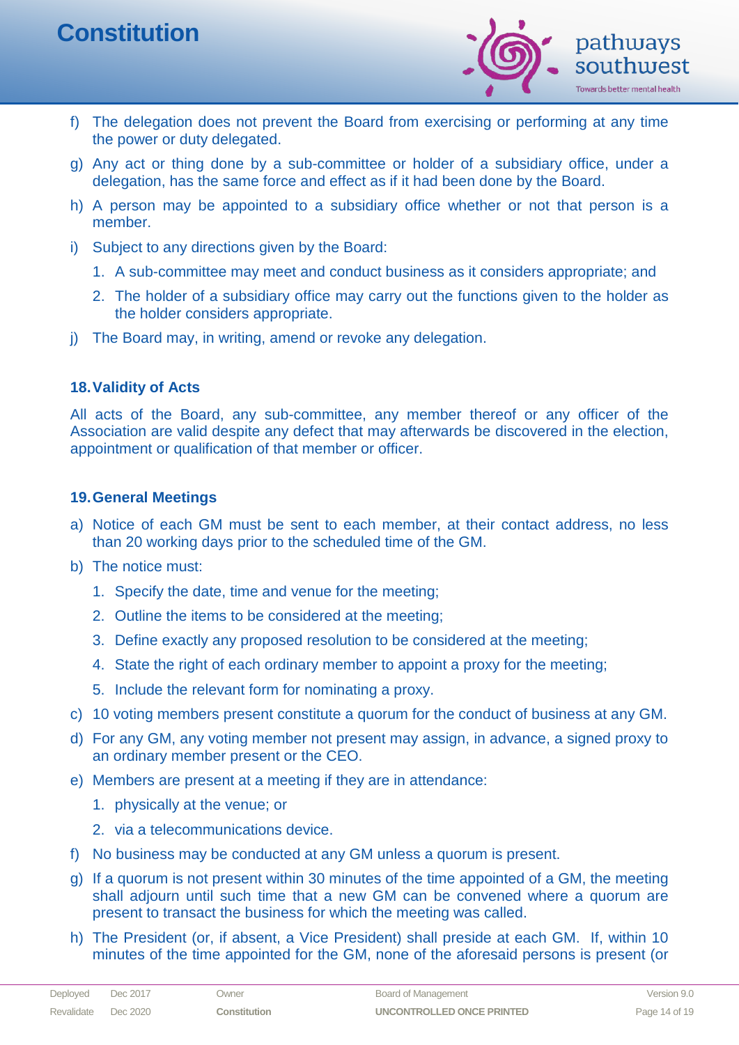f) The delegation does not prevent the Board from exercising or performing at any time the power or duty delegated.

g) Any act or thing done by a sub-committee or holder of a subsidiary office, under a delegation, has the same force and effect as if it had been done by the Board.

h) A person may be appointed to a subsidiary office whether or not that person is a member.

i) Subject to any directions given by the Board:

   1. A sub-committee may meet and conduct business as it considers appropriate; and
   2. The holder of a subsidiary office may carry out the functions given to the holder as the holder considers appropriate.

j) The Board may, in writing, amend or revoke any delegation.

### 18. Validity of Acts

All acts of the Board, any sub-committee, any member thereof or any officer of the Association are valid despite any defect that may afterwards be discovered in the election, appointment or qualification of that member or officer.

### 19. General Meetings

a) Notice of each GM must be sent to each member, at their contact address, no less than 20 working days prior to the scheduled time of the GM.

b) The notice must:

   1. Specify the date, time and venue for the meeting;
   2. Outline the items to be considered at the meeting;
   3. Define exactly any proposed resolution to be considered at the meeting;
   4. State the right of each ordinary member to appoint a proxy for the meeting;
   5. Include the relevant form for nominating a proxy.

c) 10 voting members present constitute a quorum for the conduct of business at any GM.

d) For any GM, any voting member not present may assign, in advance, a signed proxy to an ordinary member present or the CEO.

e) Members are present at a meeting if they are in attendance:

   1. physically at the venue; or
   2. via a telecommunications device.

f) No business may be conducted at any GM unless a quorum is present.

g) If a quorum is not present within 30 minutes of the time appointed of a GM, the meeting shall adjourn until such time that a new GM can be convened where a quorum are present to transact the business for which the meeting was called.

h) The President (or, if absent, a Vice President) shall preside at each GM. If, within 10 minutes of the time appointed for the GM, none of the aforesaid persons is present (or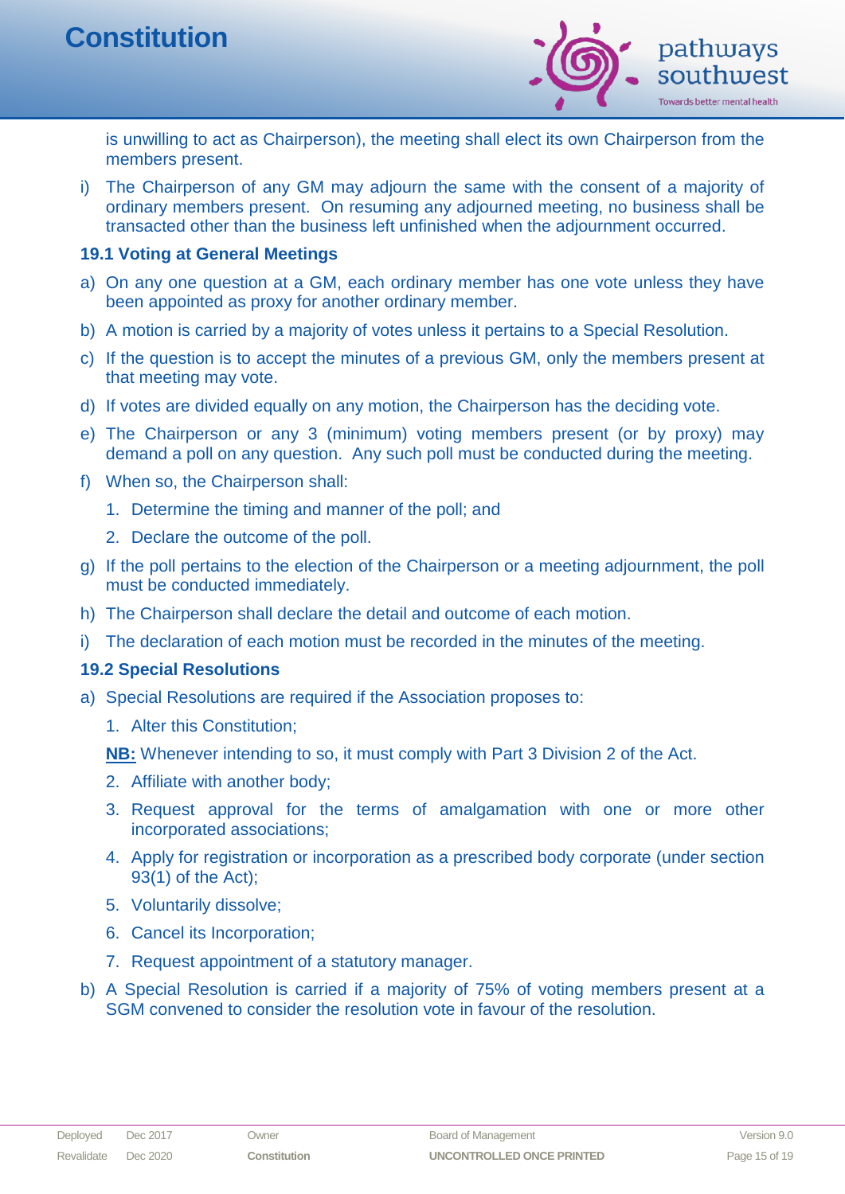is unwilling to act as Chairperson), the meeting shall elect its own Chairperson from the members present.

i) The Chairperson of any GM may adjourn the same with the consent of a majority of ordinary members present. On resuming any adjourned meeting, no business shall be transacted other than the business left unfinished when the adjournment occurred.

### 19.1 Voting at General Meetings

a) On any one question at a GM, each ordinary member has one vote unless they have been appointed as proxy for another ordinary member.

b) A motion is carried by a majority of votes unless it pertains to a Special Resolution.

c) If the question is to accept the minutes of a previous GM, only the members present at that meeting may vote.

d) If votes are divided equally on any motion, the Chairperson has the deciding vote.

e) The Chairperson or any 3 (minimum) voting members present (or by proxy) may demand a poll on any question. Any such poll must be conducted during the meeting.

f) When so, the Chairperson shall:

   1. Determine the timing and manner of the poll; and
   2. Declare the outcome of the poll.

g) If the poll pertains to the election of the Chairperson or a meeting adjournment, the poll must be conducted immediately.

h) The Chairperson shall declare the detail and outcome of each motion.

i) The declaration of each motion must be recorded in the minutes of the meeting.

### 19.2 Special Resolutions

a) Special Resolutions are required if the Association proposes to:

   1. Alter this Constitution;

   **NB:** Whenever intending to so, it must comply with Part 3 Division 2 of the Act.

   2. Affiliate with another body;
   3. Request approval for the terms of amalgamation with one or more other incorporated associations;
   4. Apply for registration or incorporation as a prescribed body corporate (under section 93(1) of the Act);
   5. Voluntarily dissolve;
   6. Cancel its Incorporation;
   7. Request appointment of a statutory manager.

b) A Special Resolution is carried if a majority of 75% of voting members present at a SGM convened to consider the resolution vote in favour of the resolution.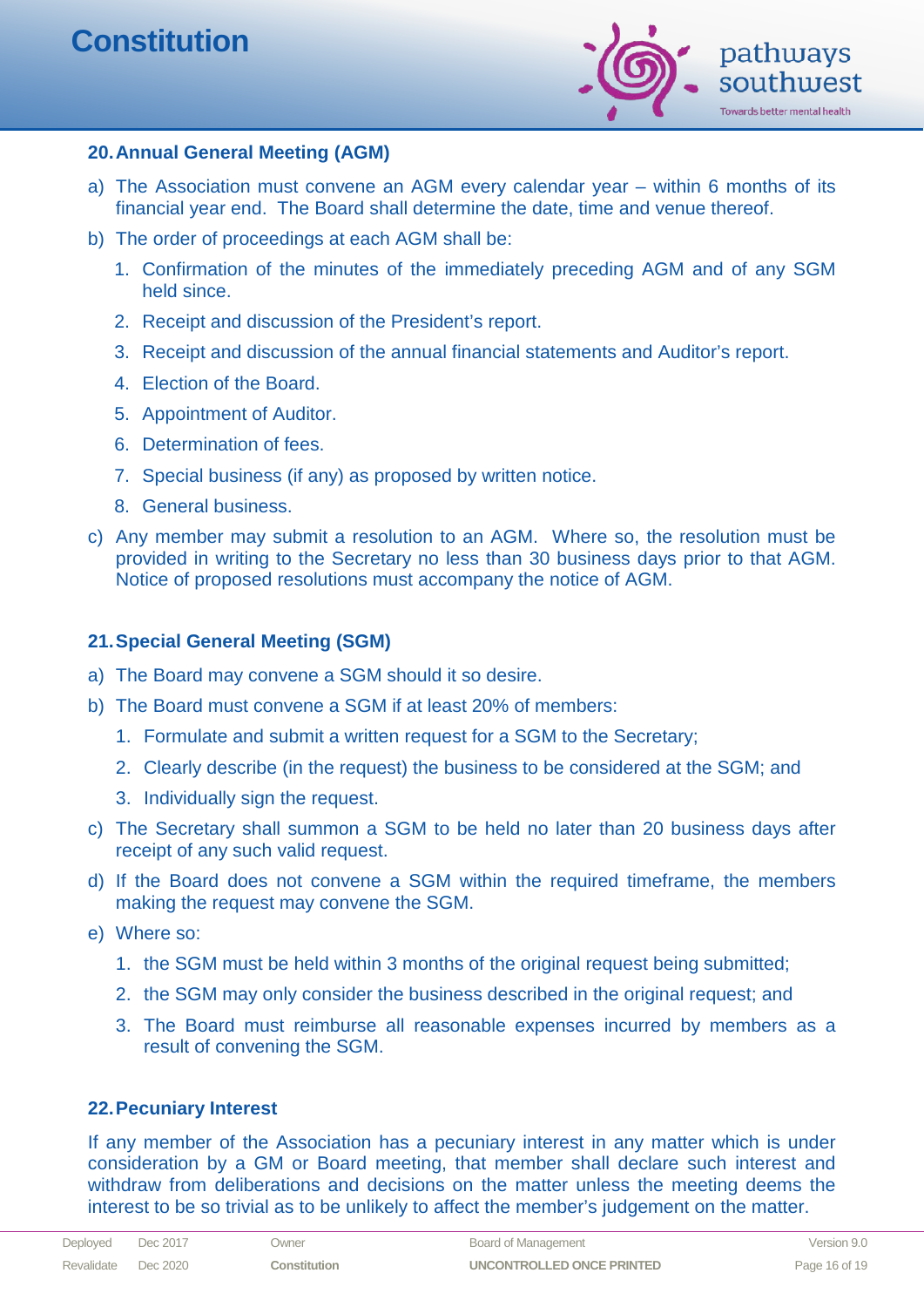## 20. Annual General Meeting (AGM)

a) The Association must convene an AGM every calendar year – within 6 months of its financial year end. The Board shall determine the date, time and venue thereof.

b) The order of proceedings at each AGM shall be:

   1. Confirmation of the minutes of the immediately preceding AGM and of any SGM held since.
   2. Receipt and discussion of the President's report.
   3. Receipt and discussion of the annual financial statements and Auditor's report.
   4. Election of the Board.
   5. Appointment of Auditor.
   6. Determination of fees.
   7. Special business (if any) as proposed by written notice.
   8. General business.

c) Any member may submit a resolution to an AGM. Where so, the resolution must be provided in writing to the Secretary no less than 30 business days prior to that AGM. Notice of proposed resolutions must accompany the notice of AGM.

## 21. Special General Meeting (SGM)

a) The Board may convene a SGM should it so desire.

b) The Board must convene a SGM if at least 20% of members:

   1. Formulate and submit a written request for a SGM to the Secretary;
   2. Clearly describe (in the request) the business to be considered at the SGM; and
   3. Individually sign the request.

c) The Secretary shall summon a SGM to be held no later than 20 business days after receipt of any such valid request.

d) If the Board does not convene a SGM within the required timeframe, the members making the request may convene the SGM.

e) Where so:

   1. the SGM must be held within 3 months of the original request being submitted;
   2. the SGM may only consider the business described in the original request; and
   3. The Board must reimburse all reasonable expenses incurred by members as a result of convening the SGM.

## 22. Pecuniary Interest

If any member of the Association has a pecuniary interest in any matter which is under consideration by a GM or Board meeting, that member shall declare such interest and withdraw from deliberations and decisions on the matter unless the meeting deems the interest to be so trivial as to be unlikely to affect the member's judgement on the matter.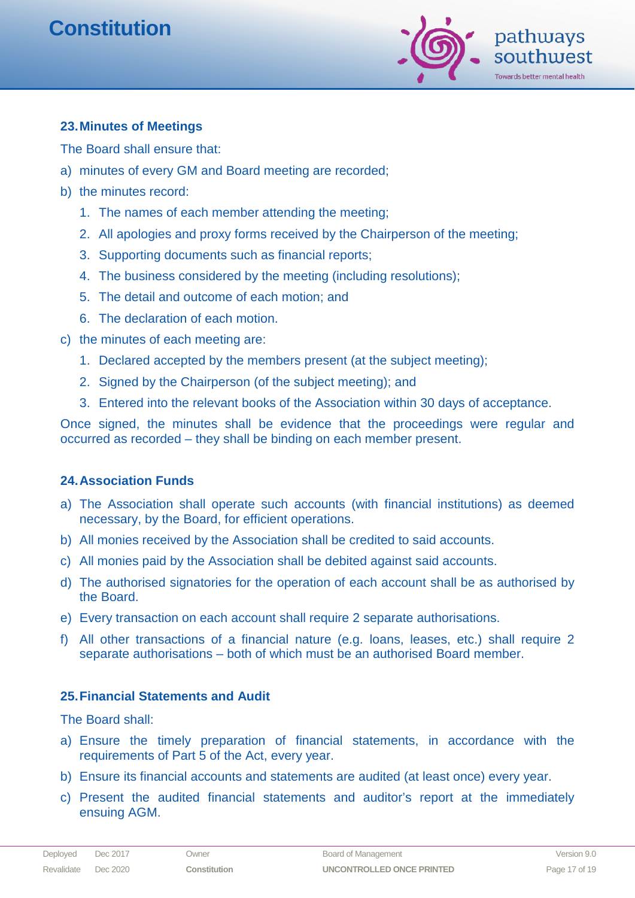### 23. Minutes of Meetings

The Board shall ensure that:

a) minutes of every GM and Board meeting are recorded;

b) the minutes record:

1. The names of each member attending the meeting;
2. All apologies and proxy forms received by the Chairperson of the meeting;
3. Supporting documents such as financial reports;
4. The business considered by the meeting (including resolutions);
5. The detail and outcome of each motion; and
6. The declaration of each motion.

c) the minutes of each meeting are:

1. Declared accepted by the members present (at the subject meeting);
2. Signed by the Chairperson (of the subject meeting); and
3. Entered into the relevant books of the Association within 30 days of acceptance.

Once signed, the minutes shall be evidence that the proceedings were regular and occurred as recorded – they shall be binding on each member present.

### 24. Association Funds

a) The Association shall operate such accounts (with financial institutions) as deemed necessary, by the Board, for efficient operations.

b) All monies received by the Association shall be credited to said accounts.

c) All monies paid by the Association shall be debited against said accounts.

d) The authorised signatories for the operation of each account shall be as authorised by the Board.

e) Every transaction on each account shall require 2 separate authorisations.

f) All other transactions of a financial nature (e.g. loans, leases, etc.) shall require 2 separate authorisations – both of which must be an authorised Board member.

### 25. Financial Statements and Audit

The Board shall:

a) Ensure the timely preparation of financial statements, in accordance with the requirements of Part 5 of the Act, every year.

b) Ensure its financial accounts and statements are audited (at least once) every year.

c) Present the audited financial statements and auditor's report at the immediately ensuing AGM.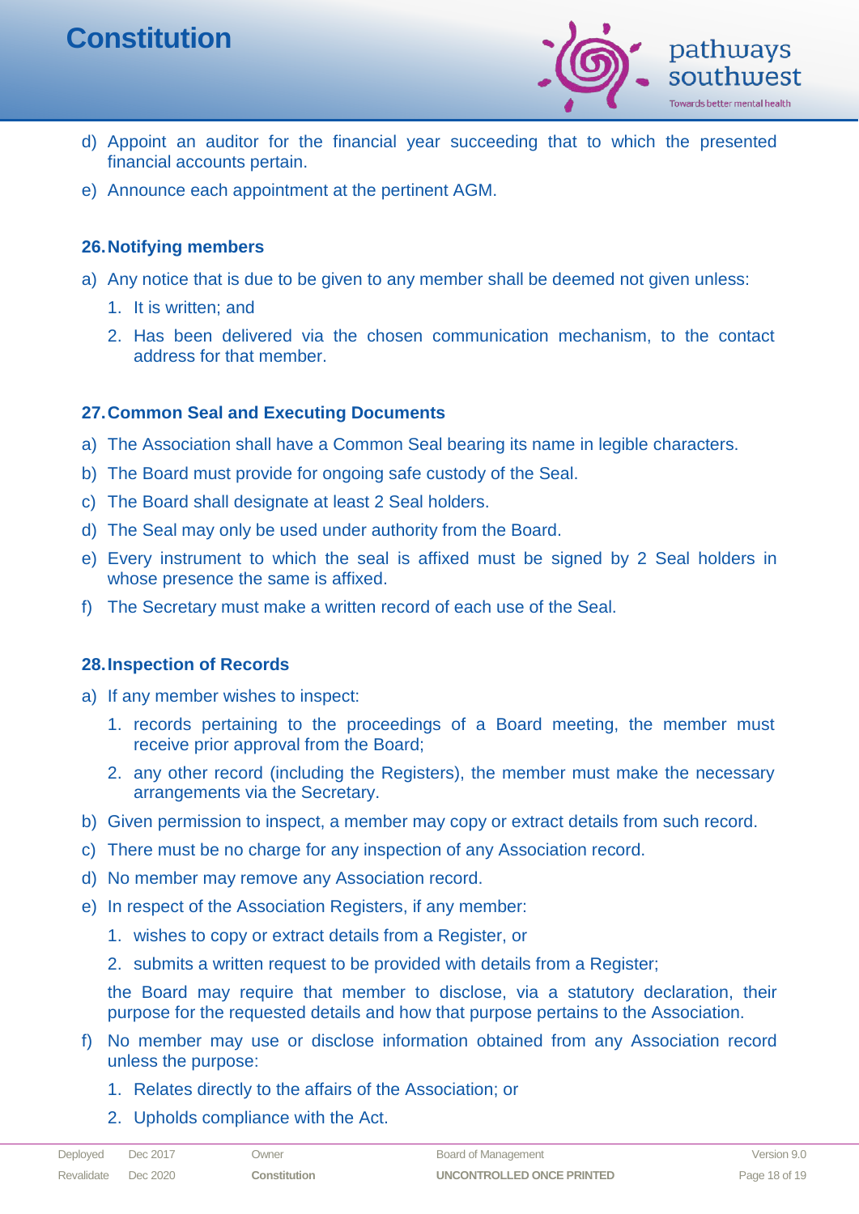d) Appoint an auditor for the financial year succeeding that to which the presented financial accounts pertain.

e) Announce each appointment at the pertinent AGM.

## 26. Notifying members

a) Any notice that is due to be given to any member shall be deemed not given unless:

   1. It is written; and

   2. Has been delivered via the chosen communication mechanism, to the contact address for that member.

## 27. Common Seal and Executing Documents

a) The Association shall have a Common Seal bearing its name in legible characters.

b) The Board must provide for ongoing safe custody of the Seal.

c) The Board shall designate at least 2 Seal holders.

d) The Seal may only be used under authority from the Board.

e) Every instrument to which the seal is affixed must be signed by 2 Seal holders in whose presence the same is affixed.

f) The Secretary must make a written record of each use of the Seal.

## 28. Inspection of Records

a) If any member wishes to inspect:

   1. records pertaining to the proceedings of a Board meeting, the member must receive prior approval from the Board;

   2. any other record (including the Registers), the member must make the necessary arrangements via the Secretary.

b) Given permission to inspect, a member may copy or extract details from such record.

c) There must be no charge for any inspection of any Association record.

d) No member may remove any Association record.

e) In respect of the Association Registers, if any member:

   1. wishes to copy or extract details from a Register, or

   2. submits a written request to be provided with details from a Register;

   the Board may require that member to disclose, via a statutory declaration, their purpose for the requested details and how that purpose pertains to the Association.

f) No member may use or disclose information obtained from any Association record unless the purpose:

   1. Relates directly to the affairs of the Association; or

   2. Upholds compliance with the Act.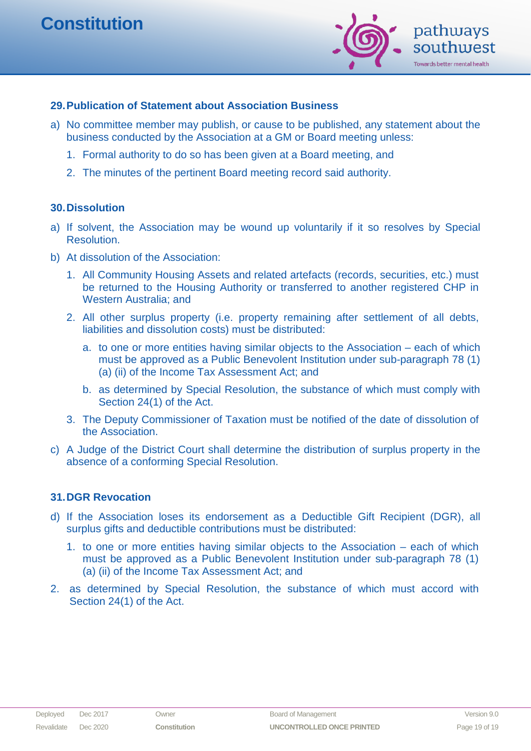## 29. Publication of Statement about Association Business

a) No committee member may publish, or cause to be published, any statement about the business conducted by the Association at a GM or Board meeting unless:

   1. Formal authority to do so has been given at a Board meeting, and
   2. The minutes of the pertinent Board meeting record said authority.

## 30. Dissolution

a) If solvent, the Association may be wound up voluntarily if it so resolves by Special Resolution.

b) At dissolution of the Association:

   1. All Community Housing Assets and related artefacts (records, securities, etc.) must be returned to the Housing Authority or transferred to another registered CHP in Western Australia; and
   2. All other surplus property (i.e. property remaining after settlement of all debts, liabilities and dissolution costs) must be distributed:

      a. to one or more entities having similar objects to the Association – each of which must be approved as a Public Benevolent Institution under sub-paragraph 78 (1) (a) (ii) of the Income Tax Assessment Act; and

      b. as determined by Special Resolution, the substance of which must comply with Section 24(1) of the Act.

   3. The Deputy Commissioner of Taxation must be notified of the date of dissolution of the Association.

c) A Judge of the District Court shall determine the distribution of surplus property in the absence of a conforming Special Resolution.

## 31. DGR Revocation

d) If the Association loses its endorsement as a Deductible Gift Recipient (DGR), all surplus gifts and deductible contributions must be distributed:

   1. to one or more entities having similar objects to the Association – each of which must be approved as a Public Benevolent Institution under sub-paragraph 78 (1) (a) (ii) of the Income Tax Assessment Act; and

2. as determined by Special Resolution, the substance of which must accord with Section 24(1) of the Act.